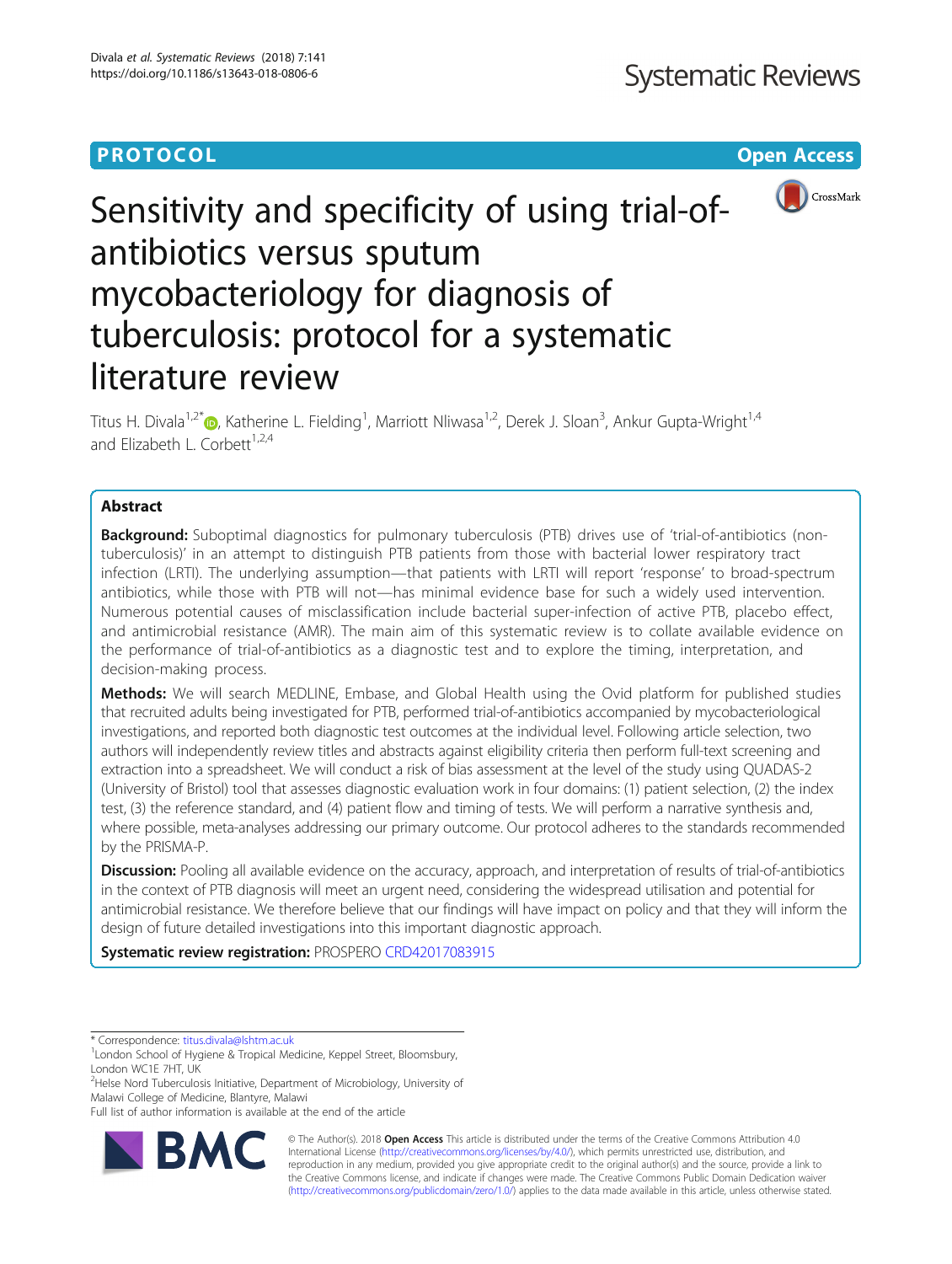PROTOCOL

Open Access

# Sensitivity and specificity of using trial-of-antibiotics versus sputum mycobacteriology for diagnosis of tuberculosis: protocol for a systematic literature review

Titus H. Divala[1,2*], Katherine L. Fielding[1], Marriott Nliwasa[1,2], Derek J. Sloan[3], Ankur Gupta-Wright[1,4] and Elizabeth L. Corbett[1,2,4]

## Abstract

**Background:** Suboptimal diagnostics for pulmonary tuberculosis (PTB) drives use of 'trial-of-antibiotics (non-tuberculosis)' in an attempt to distinguish PTB patients from those with bacterial lower respiratory tract infection (LRTI). The underlying assumption—that patients with LRTI will report 'response' to broad-spectrum antibiotics, while those with PTB will not—has minimal evidence base for such a widely used intervention. Numerous potential causes of misclassification include bacterial super-infection of active PTB, placebo effect, and antimicrobial resistance (AMR). The main aim of this systematic review is to collate available evidence on the performance of trial-of-antibiotics as a diagnostic test and to explore the timing, interpretation, and decision-making process.

**Methods:** We will search MEDLINE, Embase, and Global Health using the Ovid platform for published studies that recruited adults being investigated for PTB, performed trial-of-antibiotics accompanied by mycobacteriological investigations, and reported both diagnostic test outcomes at the individual level. Following article selection, two authors will independently review titles and abstracts against eligibility criteria then perform full-text screening and extraction into a spreadsheet. We will conduct a risk of bias assessment at the level of the study using QUADAS-2 (University of Bristol) tool that assesses diagnostic evaluation work in four domains: (1) patient selection, (2) the index test, (3) the reference standard, and (4) patient flow and timing of tests. We will perform a narrative synthesis and, where possible, meta-analyses addressing our primary outcome. Our protocol adheres to the standards recommended by the PRISMA-P.

**Discussion:** Pooling all available evidence on the accuracy, approach, and interpretation of results of trial-of-antibiotics in the context of PTB diagnosis will meet an urgent need, considering the widespread utilisation and potential for antimicrobial resistance. We therefore believe that our findings will have impact on policy and that they will inform the design of future detailed investigations into this important diagnostic approach.

**Systematic review registration:** PROSPERO CRD42017083915

\* Correspondence: titus.divala@lshtm.ac.uk

[1]London School of Hygiene & Tropical Medicine, Keppel Street, Bloomsbury, London WC1E 7HT, UK

[2]Helse Nord Tuberculosis Initiative, Department of Microbiology, University of Malawi College of Medicine, Blantyre, Malawi

Full list of author information is available at the end of the article

© The Author(s). 2018 **Open Access** This article is distributed under the terms of the Creative Commons Attribution 4.0 International License (http://creativecommons.org/licenses/by/4.0/), which permits unrestricted use, distribution, and reproduction in any medium, provided you give appropriate credit to the original author(s) and the source, provide a link to the Creative Commons license, and indicate if changes were made. The Creative Commons Public Domain Dedication waiver (http://creativecommons.org/publicdomain/zero/1.0/) applies to the data made available in this article, unless otherwise stated.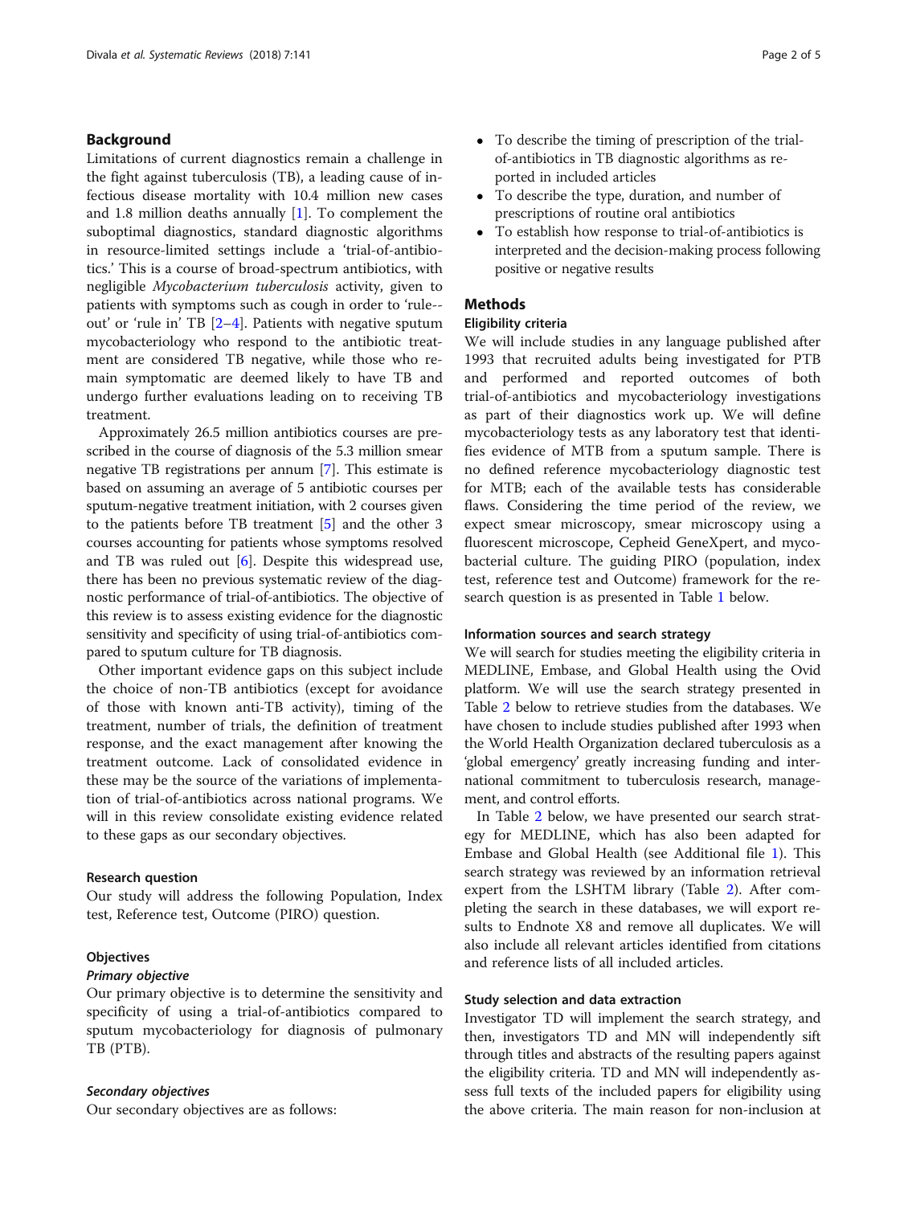## Background

Limitations of current diagnostics remain a challenge in the fight against tuberculosis (TB), a leading cause of infectious disease mortality with 10.4 million new cases and 1.8 million deaths annually [1]. To complement the suboptimal diagnostics, standard diagnostic algorithms in resource-limited settings include a 'trial-of-antibiotics.' This is a course of broad-spectrum antibiotics, with negligible *Mycobacterium tuberculosis* activity, given to patients with symptoms such as cough in order to 'rule-out' or 'rule in' TB [2–4]. Patients with negative sputum mycobacteriology who respond to the antibiotic treatment are considered TB negative, while those who remain symptomatic are deemed likely to have TB and undergo further evaluations leading on to receiving TB treatment.

Approximately 26.5 million antibiotics courses are prescribed in the course of diagnosis of the 5.3 million smear negative TB registrations per annum [7]. This estimate is based on assuming an average of 5 antibiotic courses per sputum-negative treatment initiation, with 2 courses given to the patients before TB treatment [5] and the other 3 courses accounting for patients whose symptoms resolved and TB was ruled out [6]. Despite this widespread use, there has been no previous systematic review of the diagnostic performance of trial-of-antibiotics. The objective of this review is to assess existing evidence for the diagnostic sensitivity and specificity of using trial-of-antibiotics compared to sputum culture for TB diagnosis.

Other important evidence gaps on this subject include the choice of non-TB antibiotics (except for avoidance of those with known anti-TB activity), timing of the treatment, number of trials, the definition of treatment response, and the exact management after knowing the treatment outcome. Lack of consolidated evidence in these may be the source of the variations of implementation of trial-of-antibiotics across national programs. We will in this review consolidate existing evidence related to these gaps as our secondary objectives.

### Research question

Our study will address the following Population, Index test, Reference test, Outcome (PIRO) question.

### Objectives

#### *Primary objective*

Our primary objective is to determine the sensitivity and specificity of using a trial-of-antibiotics compared to sputum mycobacteriology for diagnosis of pulmonary TB (PTB).

#### *Secondary objectives*

Our secondary objectives are as follows:

- To describe the timing of prescription of the trial-of-antibiotics in TB diagnostic algorithms as reported in included articles
- To describe the type, duration, and number of prescriptions of routine oral antibiotics
- To establish how response to trial-of-antibiotics is interpreted and the decision-making process following positive or negative results

## Methods

### Eligibility criteria

We will include studies in any language published after 1993 that recruited adults being investigated for PTB and performed and reported outcomes of both trial-of-antibiotics and mycobacteriology investigations as part of their diagnostics work up. We will define mycobacteriology tests as any laboratory test that identifies evidence of MTB from a sputum sample. There is no defined reference mycobacteriology diagnostic test for MTB; each of the available tests has considerable flaws. Considering the time period of the review, we expect smear microscopy, smear microscopy using a fluorescent microscope, Cepheid GeneXpert, and mycobacterial culture. The guiding PIRO (population, index test, reference test and Outcome) framework for the research question is as presented in Table 1 below.

### Information sources and search strategy

We will search for studies meeting the eligibility criteria in MEDLINE, Embase, and Global Health using the Ovid platform. We will use the search strategy presented in Table 2 below to retrieve studies from the databases. We have chosen to include studies published after 1993 when the World Health Organization declared tuberculosis as a 'global emergency' greatly increasing funding and international commitment to tuberculosis research, management, and control efforts.

In Table 2 below, we have presented our search strategy for MEDLINE, which has also been adapted for Embase and Global Health (see Additional file 1). This search strategy was reviewed by an information retrieval expert from the LSHTM library (Table 2). After completing the search in these databases, we will export results to Endnote X8 and remove all duplicates. We will also include all relevant articles identified from citations and reference lists of all included articles.

### Study selection and data extraction

Investigator TD will implement the search strategy, and then, investigators TD and MN will independently sift through titles and abstracts of the resulting papers against the eligibility criteria. TD and MN will independently assess full texts of the included papers for eligibility using the above criteria. The main reason for non-inclusion at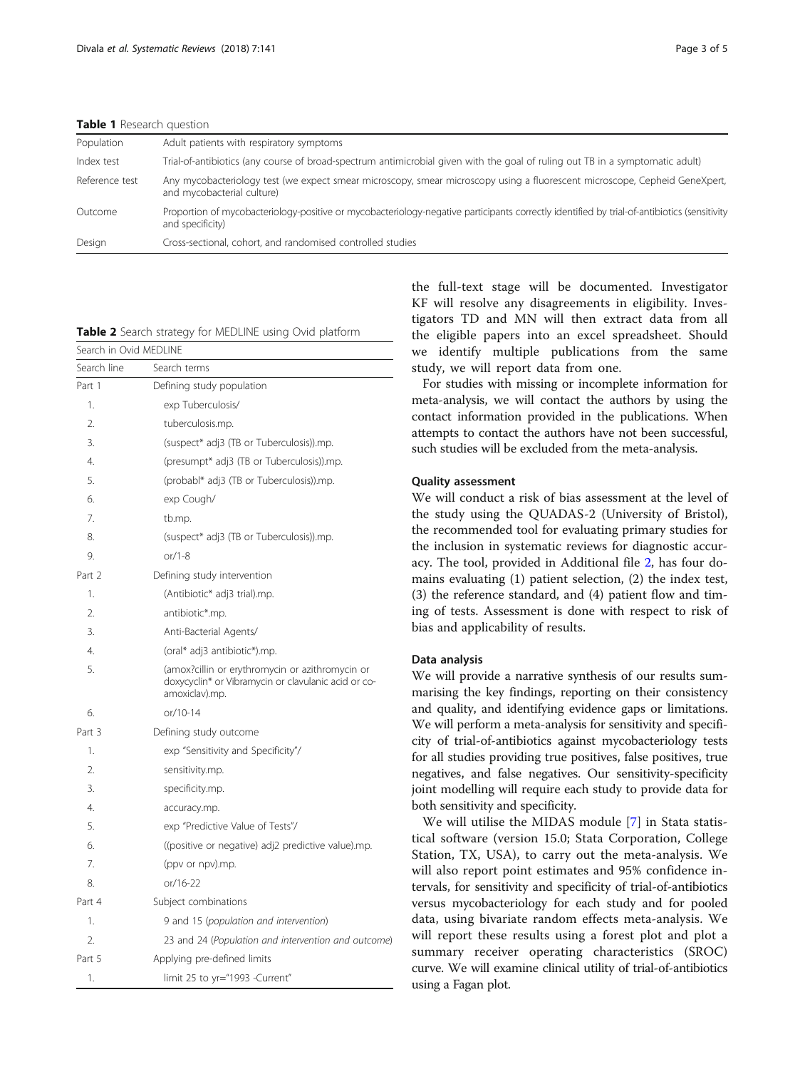**Table 1** Research question

| | |
|---|---|
| Population | Adult patients with respiratory symptoms |
| Index test | Trial-of-antibiotics (any course of broad-spectrum antimicrobial given with the goal of ruling out TB in a symptomatic adult) |
| Reference test | Any mycobacteriology test (we expect smear microscopy, smear microscopy using a fluorescent microscope, Cepheid GeneXpert, and mycobacterial culture) |
| Outcome | Proportion of mycobacteriology-positive or mycobacteriology-negative participants correctly identified by trial-of-antibiotics (sensitivity and specificity) |
| Design | Cross-sectional, cohort, and randomised controlled studies |

**Table 2** Search strategy for MEDLINE using Ovid platform

| Search in Ovid MEDLINE | |
|---|---|
| Search line | Search terms |
| Part 1 | Defining study population |
| 1. | exp Tuberculosis/ |
| 2. | tuberculosis.mp. |
| 3. | (suspect* adj3 (TB or Tuberculosis)).mp. |
| 4. | (presumpt* adj3 (TB or Tuberculosis)).mp. |
| 5. | (probabl* adj3 (TB or Tuberculosis)).mp. |
| 6. | exp Cough/ |
| 7. | tb.mp. |
| 8. | (suspect* adj3 (TB or Tuberculosis)).mp. |
| 9. | or/1-8 |
| Part 2 | Defining study intervention |
| 1. | (Antibiotic* adj3 trial).mp. |
| 2. | antibiotic*.mp. |
| 3. | Anti-Bacterial Agents/ |
| 4. | (oral* adj3 antibiotic*).mp. |
| 5. | (amox?cillin or erythromycin or azithromycin or doxycyclin* or Vibramycin or clavulanic acid or co-amoxiclav).mp. |
| 6. | or/10-14 |
| Part 3 | Defining study outcome |
| 1. | exp "Sensitivity and Specificity"/ |
| 2. | sensitivity.mp. |
| 3. | specificity.mp. |
| 4. | accuracy.mp. |
| 5. | exp "Predictive Value of Tests"/ |
| 6. | ((positive or negative) adj2 predictive value).mp. |
| 7. | (ppv or npv).mp. |
| 8. | or/16-22 |
| Part 4 | Subject combinations |
| 1. | 9 and 15 (*population and intervention*) |
| 2. | 23 and 24 (*Population and intervention and outcome*) |
| Part 5 | Applying pre-defined limits |
| 1. | limit 25 to yr="1993 -Current" |

the full-text stage will be documented. Investigator KF will resolve any disagreements in eligibility. Investigators TD and MN will then extract data from all the eligible papers into an excel spreadsheet. Should we identify multiple publications from the same study, we will report data from one.

For studies with missing or incomplete information for meta-analysis, we will contact the authors by using the contact information provided in the publications. When attempts to contact the authors have not been successful, such studies will be excluded from the meta-analysis.

### Quality assessment

We will conduct a risk of bias assessment at the level of the study using the QUADAS-2 (University of Bristol), the recommended tool for evaluating primary studies for the inclusion in systematic reviews for diagnostic accuracy. The tool, provided in Additional file 2, has four domains evaluating (1) patient selection, (2) the index test, (3) the reference standard, and (4) patient flow and timing of tests. Assessment is done with respect to risk of bias and applicability of results.

### Data analysis

We will provide a narrative synthesis of our results summarising the key findings, reporting on their consistency and quality, and identifying evidence gaps or limitations. We will perform a meta-analysis for sensitivity and specificity of trial-of-antibiotics against mycobacteriology tests for all studies providing true positives, false positives, true negatives, and false negatives. Our sensitivity-specificity joint modelling will require each study to provide data for both sensitivity and specificity.

We will utilise the MIDAS module [7] in Stata statistical software (version 15.0; Stata Corporation, College Station, TX, USA), to carry out the meta-analysis. We will also report point estimates and 95% confidence intervals, for sensitivity and specificity of trial-of-antibiotics versus mycobacteriology for each study and for pooled data, using bivariate random effects meta-analysis. We will report these results using a forest plot and plot a summary receiver operating characteristics (SROC) curve. We will examine clinical utility of trial-of-antibiotics using a Fagan plot.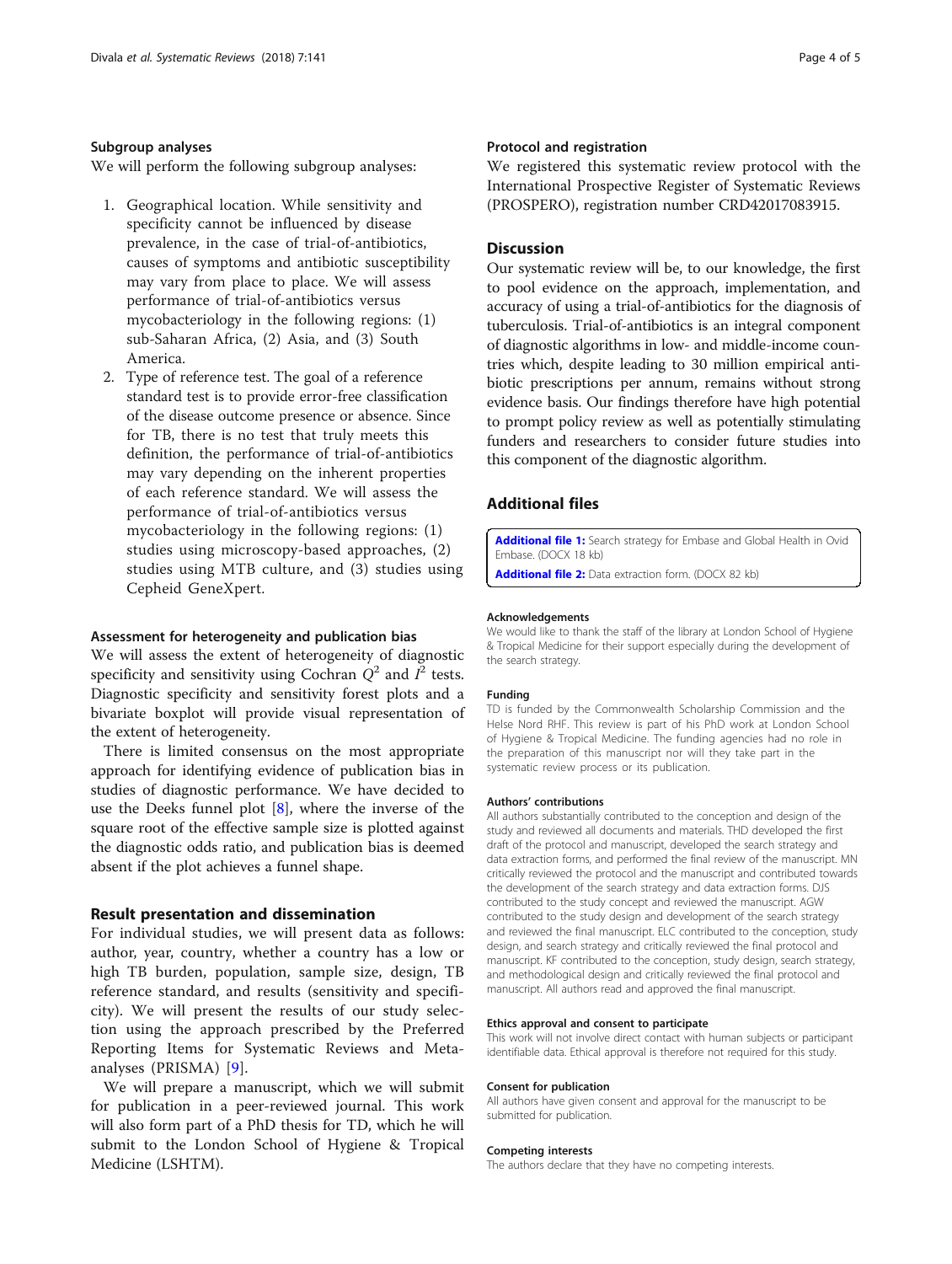### Subgroup analyses

We will perform the following subgroup analyses:

1. Geographical location. While sensitivity and specificity cannot be influenced by disease prevalence, in the case of trial-of-antibiotics, causes of symptoms and antibiotic susceptibility may vary from place to place. We will assess performance of trial-of-antibiotics versus mycobacteriology in the following regions: (1) sub-Saharan Africa, (2) Asia, and (3) South America.
2. Type of reference test. The goal of a reference standard test is to provide error-free classification of the disease outcome presence or absence. Since for TB, there is no test that truly meets this definition, the performance of trial-of-antibiotics may vary depending on the inherent properties of each reference standard. We will assess the performance of trial-of-antibiotics versus mycobacteriology in the following regions: (1) studies using microscopy-based approaches, (2) studies using MTB culture, and (3) studies using Cepheid GeneXpert.

### Assessment for heterogeneity and publication bias

We will assess the extent of heterogeneity of diagnostic specificity and sensitivity using Cochran $Q^2$ and $I^2$ tests. Diagnostic specificity and sensitivity forest plots and a bivariate boxplot will provide visual representation of the extent of heterogeneity.

There is limited consensus on the most appropriate approach for identifying evidence of publication bias in studies of diagnostic performance. We have decided to use the Deeks funnel plot [8], where the inverse of the square root of the effective sample size is plotted against the diagnostic odds ratio, and publication bias is deemed absent if the plot achieves a funnel shape.

## Result presentation and dissemination

For individual studies, we will present data as follows: author, year, country, whether a country has a low or high TB burden, population, sample size, design, TB reference standard, and results (sensitivity and specificity). We will present the results of our study selection using the approach prescribed by the Preferred Reporting Items for Systematic Reviews and Meta-analyses (PRISMA) [9].

We will prepare a manuscript, which we will submit for publication in a peer-reviewed journal. This work will also form part of a PhD thesis for TD, which he will submit to the London School of Hygiene & Tropical Medicine (LSHTM).

### Protocol and registration

We registered this systematic review protocol with the International Prospective Register of Systematic Reviews (PROSPERO), registration number CRD42017083915.

## Discussion

Our systematic review will be, to our knowledge, the first to pool evidence on the approach, implementation, and accuracy of using a trial-of-antibiotics for the diagnosis of tuberculosis. Trial-of-antibiotics is an integral component of diagnostic algorithms in low- and middle-income countries which, despite leading to 30 million empirical antibiotic prescriptions per annum, remains without strong evidence basis. Our findings therefore have high potential to prompt policy review as well as potentially stimulating funders and researchers to consider future studies into this component of the diagnostic algorithm.

## Additional files

**Additional file 1:** Search strategy for Embase and Global Health in Ovid Embase. (DOCX 18 kb)

**Additional file 2:** Data extraction form. (DOCX 82 kb)

#### Acknowledgements

We would like to thank the staff of the library at London School of Hygiene & Tropical Medicine for their support especially during the development of the search strategy.

#### Funding

TD is funded by the Commonwealth Scholarship Commission and the Helse Nord RHF. This review is part of his PhD work at London School of Hygiene & Tropical Medicine. The funding agencies had no role in the preparation of this manuscript nor will they take part in the systematic review process or its publication.

#### Authors' contributions

All authors substantially contributed to the conception and design of the study and reviewed all documents and materials. THD developed the first draft of the protocol and manuscript, developed the search strategy and data extraction forms, and performed the final review of the manuscript. MN critically reviewed the protocol and the manuscript and contributed towards the development of the search strategy and data extraction forms. DJS contributed to the study concept and reviewed the manuscript. AGW contributed to the study design and development of the search strategy and reviewed the final manuscript. ELC contributed to the conception, study design, and search strategy and critically reviewed the final protocol and manuscript. KF contributed to the conception, study design, search strategy, and methodological design and critically reviewed the final protocol and manuscript. All authors read and approved the final manuscript.

#### Ethics approval and consent to participate

This work will not involve direct contact with human subjects or participant identifiable data. Ethical approval is therefore not required for this study.

#### Consent for publication

All authors have given consent and approval for the manuscript to be submitted for publication.

#### Competing interests

The authors declare that they have no competing interests.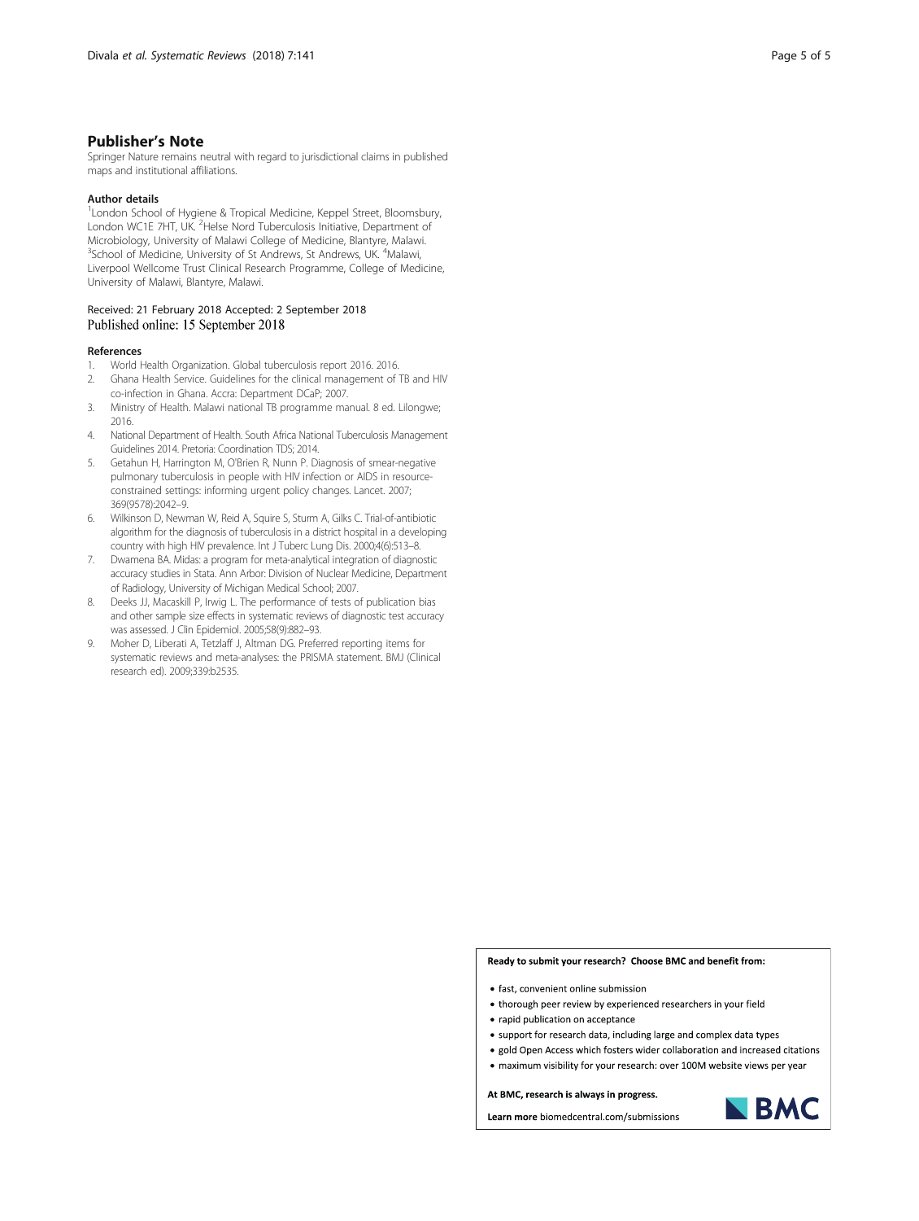## Publisher's Note

Springer Nature remains neutral with regard to jurisdictional claims in published maps and institutional affiliations.

### Author details

[1]London School of Hygiene & Tropical Medicine, Keppel Street, Bloomsbury, London WC1E 7HT, UK. [2]Helse Nord Tuberculosis Initiative, Department of Microbiology, University of Malawi College of Medicine, Blantyre, Malawi. [3]School of Medicine, University of St Andrews, St Andrews, UK. [4]Malawi, Liverpool Wellcome Trust Clinical Research Programme, College of Medicine, University of Malawi, Blantyre, Malawi.

Received: 21 February 2018 Accepted: 2 September 2018
Published online: 15 September 2018

### References

1. World Health Organization. Global tuberculosis report 2016. 2016.
2. Ghana Health Service. Guidelines for the clinical management of TB and HIV co-infection in Ghana. Accra: Department DCaP; 2007.
3. Ministry of Health. Malawi national TB programme manual. 8 ed. Lilongwe; 2016.
4. National Department of Health. South Africa National Tuberculosis Management Guidelines 2014. Pretoria: Coordination TDS; 2014.
5. Getahun H, Harrington M, O'Brien R, Nunn P. Diagnosis of smear-negative pulmonary tuberculosis in people with HIV infection or AIDS in resource-constrained settings: informing urgent policy changes. Lancet. 2007; 369(9578):2042–9.
6. Wilkinson D, Newman W, Reid A, Squire S, Sturm A, Gilks C. Trial-of-antibiotic algorithm for the diagnosis of tuberculosis in a district hospital in a developing country with high HIV prevalence. Int J Tuberc Lung Dis. 2000;4(6):513–8.
7. Dwamena BA. Midas: a program for meta-analytical integration of diagnostic accuracy studies in Stata. Ann Arbor: Division of Nuclear Medicine, Department of Radiology, University of Michigan Medical School; 2007.
8. Deeks JJ, Macaskill P, Irwig L. The performance of tests of publication bias and other sample size effects in systematic reviews of diagnostic test accuracy was assessed. J Clin Epidemiol. 2005;58(9):882–93.
9. Moher D, Liberati A, Tetzlaff J, Altman DG. Preferred reporting items for systematic reviews and meta-analyses: the PRISMA statement. BMJ (Clinical research ed). 2009;339:b2535.

**Ready to submit your research? Choose BMC and benefit from:**

- fast, convenient online submission
- thorough peer review by experienced researchers in your field
- rapid publication on acceptance
- support for research data, including large and complex data types
- gold Open Access which fosters wider collaboration and increased citations
- maximum visibility for your research: over 100M website views per year

**At BMC, research is always in progress.**

**Learn more** biomedcentral.com/submissions

BMC